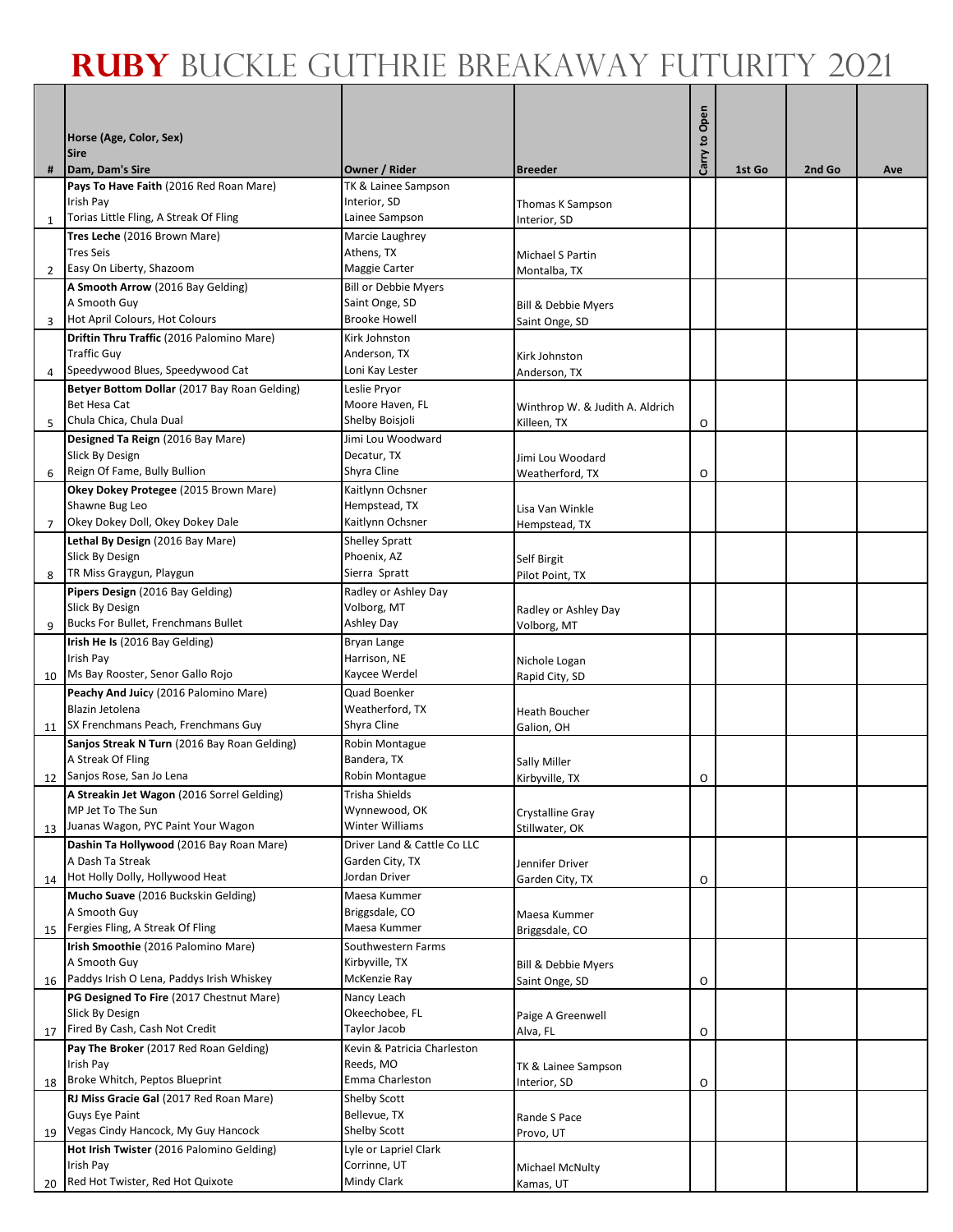# RUBY BUCKLE GUTHRIE BREAKAWAY FUTURITY 2021

| # | Horse (Age, Color, Sex)<br>Sire<br>Dam, Dam's Sire | Owner / Rider | Breeder | Carry to Open | 1st Go | 2nd Go | Ave |
|---|---|---|---|---|---|---|---|
| 1 | **Pays To Have Faith** (2016 Red Roan Mare)<br>Irish Pay<br>Torias Little Fling, A Streak Of Fling | TK & Lainee Sampson<br>Interior, SD<br>Lainee Sampson | Thomas K Sampson<br>Interior, SD | | | | |
| 2 | **Tres Leche** (2016 Brown Mare)<br>Tres Seis<br>Easy On Liberty, Shazoom | Marcie Laughrey<br>Athens, TX<br>Maggie Carter | Michael S Partin<br>Montalba, TX | | | | |
| 3 | **A Smooth Arrow** (2016 Bay Gelding)<br>A Smooth Guy<br>Hot April Colours, Hot Colours | Bill or Debbie Myers<br>Saint Onge, SD<br>Brooke Howell | Bill & Debbie Myers<br>Saint Onge, SD | | | | |
| 4 | **Driftin Thru Traffic** (2016 Palomino Mare)<br>Traffic Guy<br>Speedywood Blues, Speedywood Cat | Kirk Johnston<br>Anderson, TX<br>Loni Kay Lester | Kirk Johnston<br>Anderson, TX | | | | |
| 5 | **Betyer Bottom Dollar** (2017 Bay Roan Gelding)<br>Bet Hesa Cat<br>Chula Chica, Chula Dual | Leslie Pryor<br>Moore Haven, FL<br>Shelby Boisjoli | Winthrop W. & Judith A. Aldrich<br>Killeen, TX | O | | | |
| 6 | **Designed Ta Reign** (2016 Bay Mare)<br>Slick By Design<br>Reign Of Fame, Bully Bullion | Jimi Lou Woodward<br>Decatur, TX<br>Shyra Cline | Jimi Lou Woodard<br>Weatherford, TX | O | | | |
| 7 | **Okey Dokey Protegee** (2015 Brown Mare)<br>Shawne Bug Leo<br>Okey Dokey Doll, Okey Dokey Dale | Kaitlynn Ochsner<br>Hempstead, TX<br>Kaitlynn Ochsner | Lisa Van Winkle<br>Hempstead, TX | | | | |
| 8 | **Lethal By Design** (2016 Bay Mare)<br>Slick By Design<br>TR Miss Graygun, Playgun | Shelley Spratt<br>Phoenix, AZ<br>Sierra Spratt | Self Birgit<br>Pilot Point, TX | | | | |
| 9 | **Pipers Design** (2016 Bay Gelding)<br>Slick By Design<br>Bucks For Bullet, Frenchmans Bullet | Radley or Ashley Day<br>Volborg, MT<br>Ashley Day | Radley or Ashley Day<br>Volborg, MT | | | | |
| 10 | **Irish He Is** (2016 Bay Gelding)<br>Irish Pay<br>Ms Bay Rooster, Senor Gallo Rojo | Bryan Lange<br>Harrison, NE<br>Kaycee Werdel | Nichole Logan<br>Rapid City, SD | | | | |
| 11 | **Peachy And Juicy** (2016 Palomino Mare)<br>Blazin Jetolena<br>SX Frenchmans Peach, Frenchmans Guy | Quad Boenker<br>Weatherford, TX<br>Shyra Cline | Heath Boucher<br>Galion, OH | | | | |
| 12 | **Sanjos Streak N Turn** (2016 Bay Roan Gelding)<br>A Streak Of Fling<br>Sanjos Rose, San Jo Lena | Robin Montague<br>Bandera, TX<br>Robin Montague | Sally Miller<br>Kirbyville, TX | O | | | |
| 13 | **A Streakin Jet Wagon** (2016 Sorrel Gelding)<br>MP Jet To The Sun<br>Juanas Wagon, PYC Paint Your Wagon | Trisha Shields<br>Wynnewood, OK<br>Winter Williams | Crystalline Gray<br>Stillwater, OK | | | | |
| 14 | **Dashin Ta Hollywood** (2016 Bay Roan Mare)<br>A Dash Ta Streak<br>Hot Holly Dolly, Hollywood Heat | Driver Land & Cattle Co LLC<br>Garden City, TX<br>Jordan Driver | Jennifer Driver<br>Garden City, TX | O | | | |
| 15 | **Mucho Suave** (2016 Buckskin Gelding)<br>A Smooth Guy<br>Fergies Fling, A Streak Of Fling | Maesa Kummer<br>Briggsdale, CO<br>Maesa Kummer | Maesa Kummer<br>Briggsdale, CO | | | | |
| 16 | **Irish Smoothie** (2016 Palomino Mare)<br>A Smooth Guy<br>Paddys Irish O Lena, Paddys Irish Whiskey | Southwestern Farms<br>Kirbyville, TX<br>McKenzie Ray | Bill & Debbie Myers<br>Saint Onge, SD | O | | | |
| 17 | **PG Designed To Fire** (2017 Chestnut Mare)<br>Slick By Design<br>Fired By Cash, Cash Not Credit | Nancy Leach<br>Okeechobee, FL<br>Taylor Jacob | Paige A Greenwell<br>Alva, FL | O | | | |
| 18 | **Pay The Broker** (2017 Red Roan Gelding)<br>Irish Pay<br>Broke Whitch, Peptos Blueprint | Kevin & Patricia Charleston<br>Reeds, MO<br>Emma Charleston | TK & Lainee Sampson<br>Interior, SD | O | | | |
| 19 | **RJ Miss Gracie Gal** (2017 Red Roan Mare)<br>Guys Eye Paint<br>Vegas Cindy Hancock, My Guy Hancock | Shelby Scott<br>Bellevue, TX<br>Shelby Scott | Rande S Pace<br>Provo, UT | | | | |
| 20 | **Hot Irish Twister** (2016 Palomino Gelding)<br>Irish Pay<br>Red Hot Twister, Red Hot Quixote | Lyle or Lapriel Clark<br>Corrinne, UT<br>Mindy Clark | Michael McNulty<br>Kamas, UT | | | | |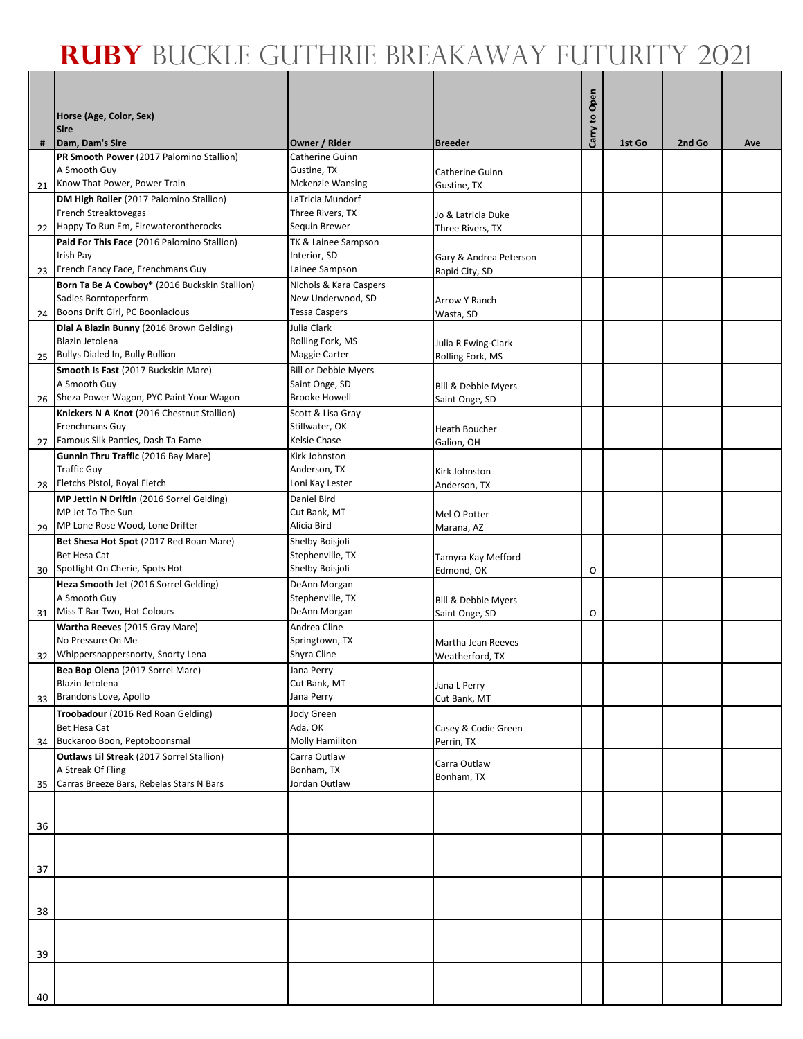# RUBY BUCKLE GUTHRIE BREAKAWAY FUTURITY 2021

| # | Horse (Age, Color, Sex)<br>Sire<br>Dam, Dam's Sire | Owner / Rider | Breeder | Carry to Open | 1st Go | 2nd Go | Ave |
|---|---|---|---|---|---|---|---|
| 21 | **PR Smooth Power** (2017 Palomino Stallion)<br>A Smooth Guy<br>Know That Power, Power Train | Catherine Guinn<br>Gustine, TX<br>Mckenzie Wansing | Catherine Guinn<br>Gustine, TX | | | | |
| 22 | **DM High Roller** (2017 Palomino Stallion)<br>French Streaktovegas<br>Happy To Run Em, Firewaterontherocks | LaTricia Mundorf<br>Three Rivers, TX<br>Sequin Brewer | Jo & Latricia Duke<br>Three Rivers, TX | | | | |
| 23 | **Paid For This Face** (2016 Palomino Stallion)<br>Irish Pay<br>French Fancy Face, Frenchmans Guy | TK & Lainee Sampson<br>Interior, SD<br>Lainee Sampson | Gary & Andrea Peterson<br>Rapid City, SD | | | | |
| 24 | **Born Ta Be A Cowboy*** (2016 Buckskin Stallion)<br>Sadies Borntoperform<br>Boons Drift Girl, PC Boonlacious | Nichols & Kara Caspers<br>New Underwood, SD<br>Tessa Caspers | Arrow Y Ranch<br>Wasta, SD | | | | |
| 25 | **Dial A Blazin Bunny** (2016 Brown Gelding)<br>Blazin Jetolena<br>Bullys Dialed In, Bully Bullion | Julia Clark<br>Rolling Fork, MS<br>Maggie Carter | Julia R Ewing-Clark<br>Rolling Fork, MS | | | | |
| 26 | **Smooth Is Fast** (2017 Buckskin Mare)<br>A Smooth Guy<br>Sheza Power Wagon, PYC Paint Your Wagon | Bill or Debbie Myers<br>Saint Onge, SD<br>Brooke Howell | Bill & Debbie Myers<br>Saint Onge, SD | | | | |
| 27 | **Knickers N A Knot** (2016 Chestnut Stallion)<br>Frenchmans Guy<br>Famous Silk Panties, Dash Ta Fame | Scott & Lisa Gray<br>Stillwater, OK<br>Kelsie Chase | Heath Boucher<br>Galion, OH | | | | |
| 28 | **Gunnin Thru Traffic** (2016 Bay Mare)<br>Traffic Guy<br>Fletchs Pistol, Royal Fletch | Kirk Johnston<br>Anderson, TX<br>Loni Kay Lester | Kirk Johnston<br>Anderson, TX | | | | |
| 29 | **MP Jettin N Driftin** (2016 Sorrel Gelding)<br>MP Jet To The Sun<br>MP Lone Rose Wood, Lone Drifter | Daniel Bird<br>Cut Bank, MT<br>Alicia Bird | Mel O Potter<br>Marana, AZ | | | | |
| 30 | **Bet Shesa Hot Spot** (2017 Red Roan Mare)<br>Bet Hesa Cat<br>Spotlight On Cherie, Spots Hot | Shelby Boisjoli<br>Stephenville, TX<br>Shelby Boisjoli | Tamyra Kay Mefford<br>Edmond, OK | O | | | |
| 31 | **Heza Smooth Jet** (2016 Sorrel Gelding)<br>A Smooth Guy<br>Miss T Bar Two, Hot Colours | DeAnn Morgan<br>Stephenville, TX<br>DeAnn Morgan | Bill & Debbie Myers<br>Saint Onge, SD | O | | | |
| 32 | **Wartha Reeves** (2015 Gray Mare)<br>No Pressure On Me<br>Whippersnappersnorty, Snorty Lena | Andrea Cline<br>Springtown, TX<br>Shyra Cline | Martha Jean Reeves<br>Weatherford, TX | | | | |
| 33 | **Bea Bop Olena** (2017 Sorrel Mare)<br>Blazin Jetolena<br>Brandons Love, Apollo | Jana Perry<br>Cut Bank, MT<br>Jana Perry | Jana L Perry<br>Cut Bank, MT | | | | |
| 34 | **Troobadour** (2016 Red Roan Gelding)<br>Bet Hesa Cat<br>Buckaroo Boon, Peptoboonsmal | Jody Green<br>Ada, OK<br>Molly Hamiliton | Casey & Codie Green<br>Perrin, TX | | | | |
| 35 | **Outlaws Lil Streak** (2017 Sorrel Stallion)<br>A Streak Of Fling<br>Carras Breeze Bars, Rebelas Stars N Bars | Carra Outlaw<br>Bonham, TX<br>Jordan Outlaw | Carra Outlaw<br>Bonham, TX | | | | |
| 36 | | | | | | | |
| 37 | | | | | | | |
| 38 | | | | | | | |
| 39 | | | | | | | |
| 40 | | | | | | | |